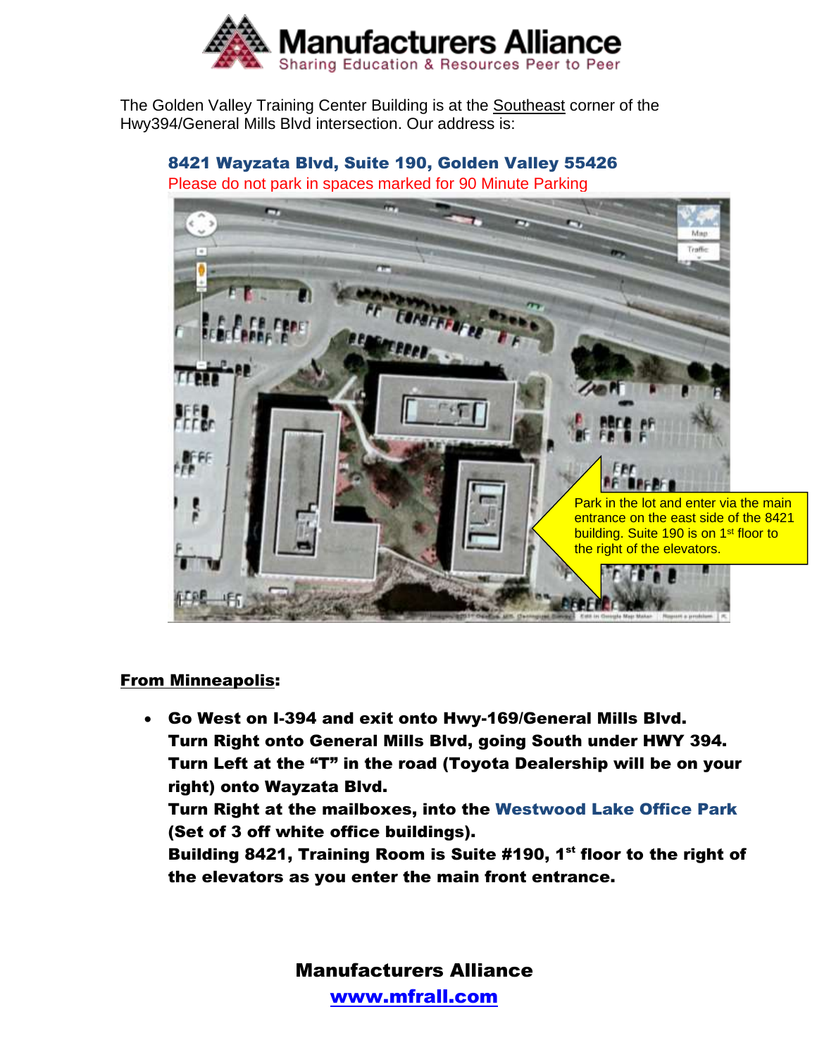# Manufacturers Alliance

Sharing Education & Resources Peer to Peer

The Golden Valley Training Center Building is at the Southeast corner of the Hwy394/General Mills Blvd intersection. Our address is:

**8421 Wayzata Blvd, Suite 190, Golden Valley 55426**

Please do not park in spaces marked for 90 Minute Parking

Park in the lot and enter via the main entrance on the east side of the 8421 building. Suite 190 is on 1st floor to the right of the elevators.

**From Minneapolis:**

- **Go West on I-394 and exit onto Hwy-169/General Mills Blvd.**
  **Turn Right onto General Mills Blvd, going South under HWY 394.**
  **Turn Left at the "T" in the road (Toyota Dealership will be on your right) onto Wayzata Blvd.**
  **Turn Right at the mailboxes, into the Westwood Lake Office Park (Set of 3 off white office buildings).**
  **Building 8421, Training Room is Suite #190, 1st floor to the right of the elevators as you enter the main front entrance.**

**Manufacturers Alliance**
**www.mfrall.com**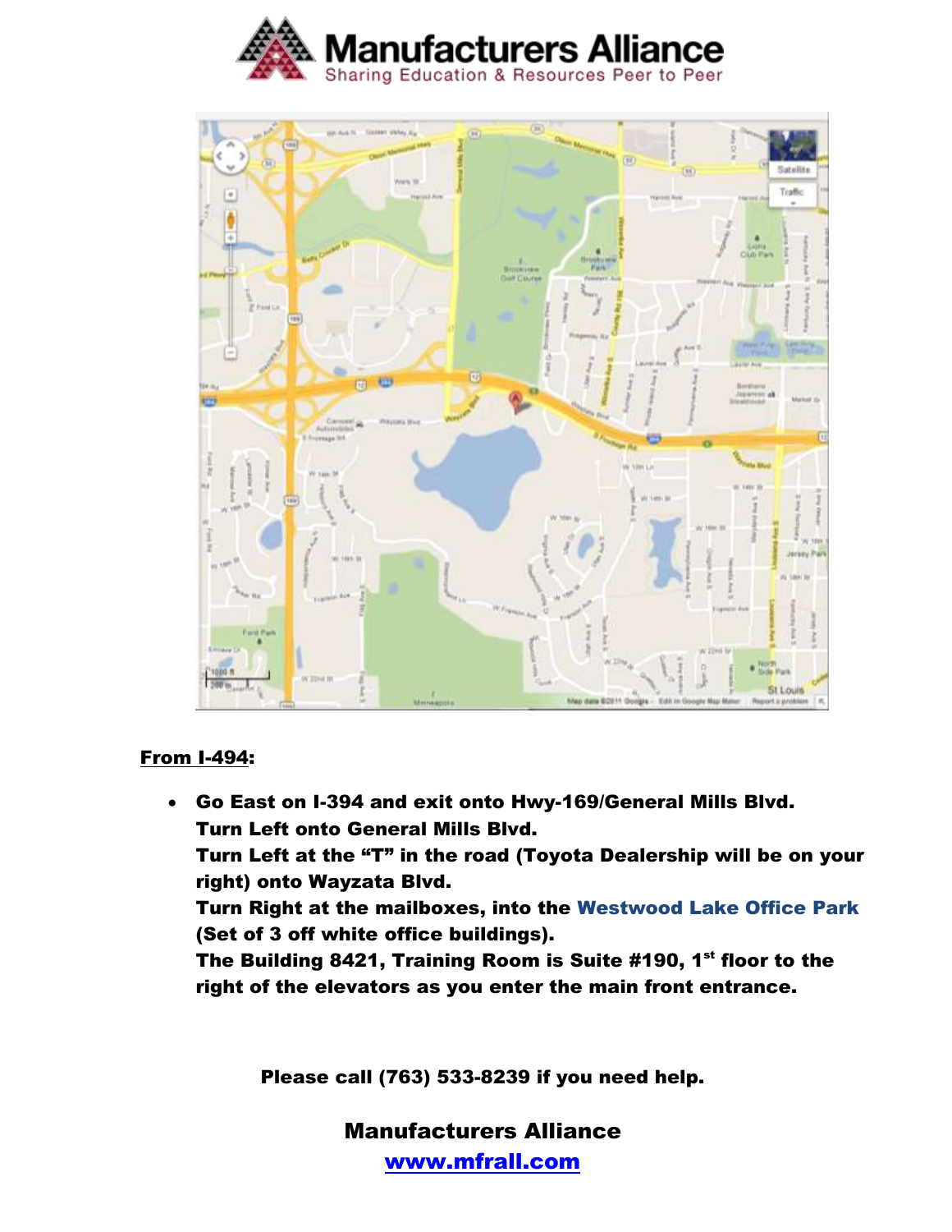# Manufacturers Alliance

Sharing Education & Resources Peer to Peer

**From I-494:**

- **Go East on I-394 and exit onto Hwy-169/General Mills Blvd.**
  **Turn Left onto General Mills Blvd.**
  **Turn Left at the "T" in the road (Toyota Dealership will be on your right) onto Wayzata Blvd.**
  **Turn Right at the mailboxes, into the Westwood Lake Office Park (Set of 3 off white office buildings).**
  **The Building 8421, Training Room is Suite #190, 1st floor to the right of the elevators as you enter the main front entrance.**

**Please call (763) 533-8239 if you need help.**

**Manufacturers Alliance**

**www.mfrall.com**